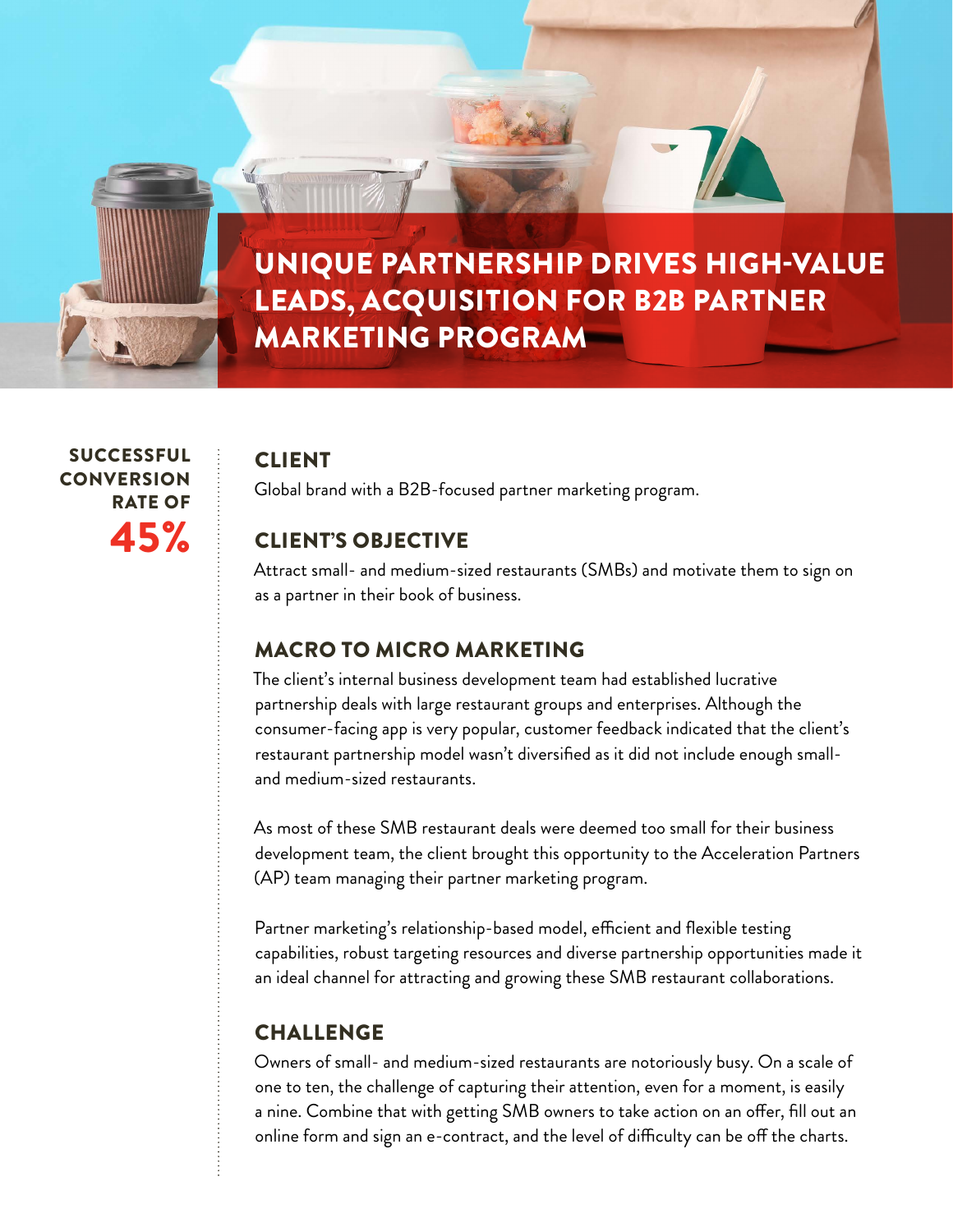# UNIQUE PARTNERSHIP DRIVES HIGH-VALUE LEADS, ACQUISITION FOR B2B PARTNER MARKETING PROGRAM

**SUCCESSFUL CONVERSION RATE OF 45%**

## CLIENT

Global brand with a B2B-focused partner marketing program.

## CLIENT'S OBJECTIVE

Attract small- and medium-sized restaurants (SMBs) and motivate them to sign on as a partner in their book of business.

## MACRO TO MICRO MARKETING

The client's internal business development team had established lucrative partnership deals with large restaurant groups and enterprises. Although the consumer-facing app is very popular, customer feedback indicated that the client's restaurant partnership model wasn't diversified as it did not include enough small- and medium-sized restaurants.

As most of these SMB restaurant deals were deemed too small for their business development team, the client brought this opportunity to the Acceleration Partners (AP) team managing their partner marketing program.

Partner marketing's relationship-based model, efficient and flexible testing capabilities, robust targeting resources and diverse partnership opportunities made it an ideal channel for attracting and growing these SMB restaurant collaborations.

## CHALLENGE

Owners of small- and medium-sized restaurants are notoriously busy. On a scale of one to ten, the challenge of capturing their attention, even for a moment, is easily a nine. Combine that with getting SMB owners to take action on an offer, fill out an online form and sign an e-contract, and the level of difficulty can be off the charts.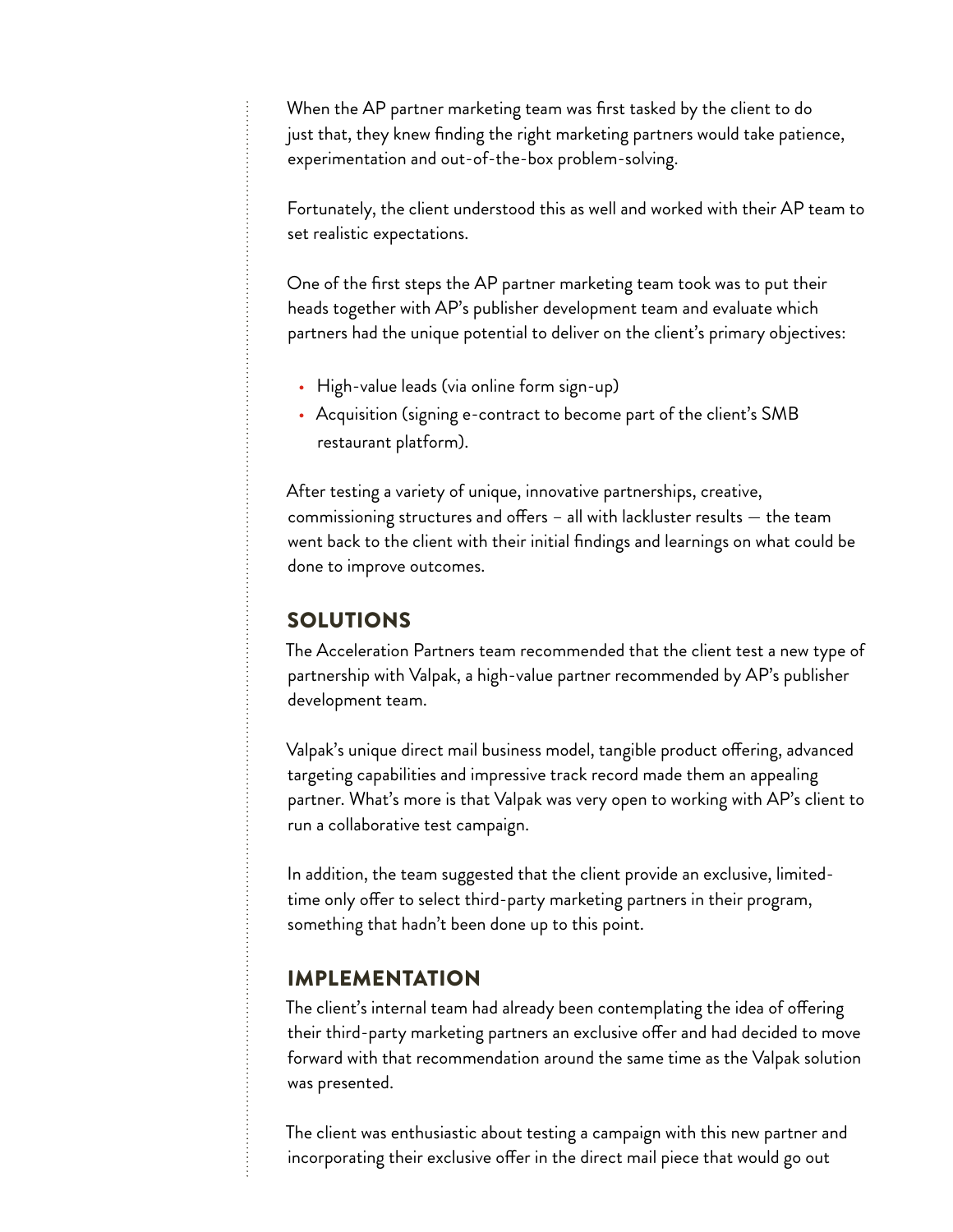When the AP partner marketing team was first tasked by the client to do just that, they knew finding the right marketing partners would take patience, experimentation and out-of-the-box problem-solving.

Fortunately, the client understood this as well and worked with their AP team to set realistic expectations.

One of the first steps the AP partner marketing team took was to put their heads together with AP's publisher development team and evaluate which partners had the unique potential to deliver on the client's primary objectives:

- High-value leads (via online form sign-up)
- Acquisition (signing e-contract to become part of the client's SMB restaurant platform).

After testing a variety of unique, innovative partnerships, creative, commissioning structures and offers – all with lackluster results — the team went back to the client with their initial findings and learnings on what could be done to improve outcomes.

## SOLUTIONS

The Acceleration Partners team recommended that the client test a new type of partnership with Valpak, a high-value partner recommended by AP's publisher development team.

Valpak's unique direct mail business model, tangible product offering, advanced targeting capabilities and impressive track record made them an appealing partner. What's more is that Valpak was very open to working with AP's client to run a collaborative test campaign.

In addition, the team suggested that the client provide an exclusive, limited-time only offer to select third-party marketing partners in their program, something that hadn't been done up to this point.

## IMPLEMENTATION

The client's internal team had already been contemplating the idea of offering their third-party marketing partners an exclusive offer and had decided to move forward with that recommendation around the same time as the Valpak solution was presented.

The client was enthusiastic about testing a campaign with this new partner and incorporating their exclusive offer in the direct mail piece that would go out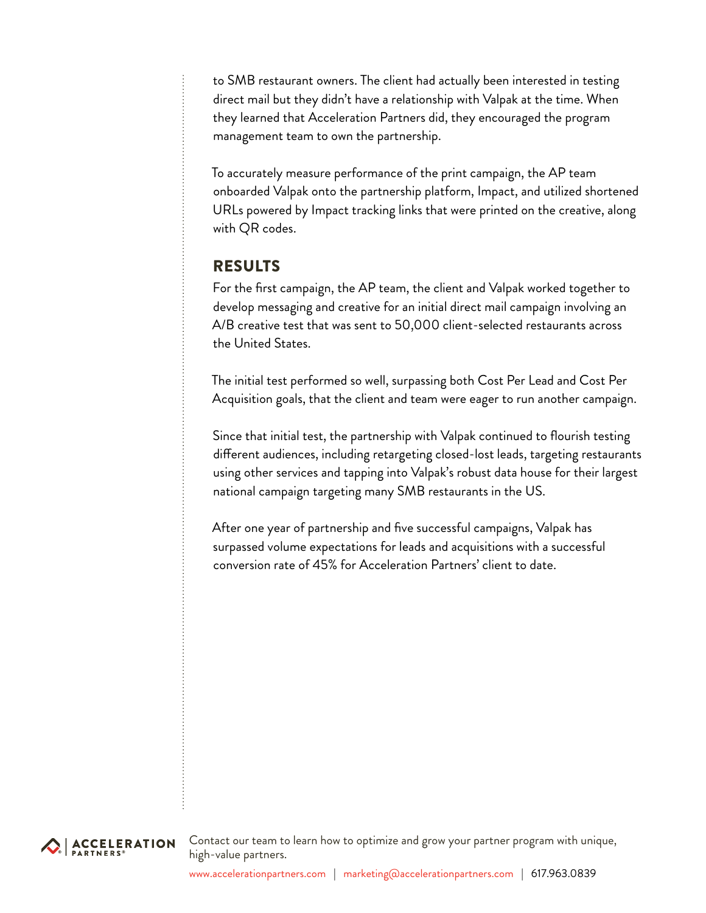to SMB restaurant owners. The client had actually been interested in testing direct mail but they didn't have a relationship with Valpak at the time. When they learned that Acceleration Partners did, they encouraged the program management team to own the partnership.

To accurately measure performance of the print campaign, the AP team onboarded Valpak onto the partnership platform, Impact, and utilized shortened URLs powered by Impact tracking links that were printed on the creative, along with QR codes.

## RESULTS

For the first campaign, the AP team, the client and Valpak worked together to develop messaging and creative for an initial direct mail campaign involving an A/B creative test that was sent to 50,000 client-selected restaurants across the United States.

The initial test performed so well, surpassing both Cost Per Lead and Cost Per Acquisition goals, that the client and team were eager to run another campaign.

Since that initial test, the partnership with Valpak continued to flourish testing different audiences, including retargeting closed-lost leads, targeting restaurants using other services and tapping into Valpak's robust data house for their largest national campaign targeting many SMB restaurants in the US.

After one year of partnership and five successful campaigns, Valpak has surpassed volume expectations for leads and acquisitions with a successful conversion rate of 45% for Acceleration Partners' client to date.

ACCELERATION PARTNERS®

Contact our team to learn how to optimize and grow your partner program with unique, high-value partners.

www.accelerationpartners.com | marketing@accelerationpartners.com | 617.963.0839